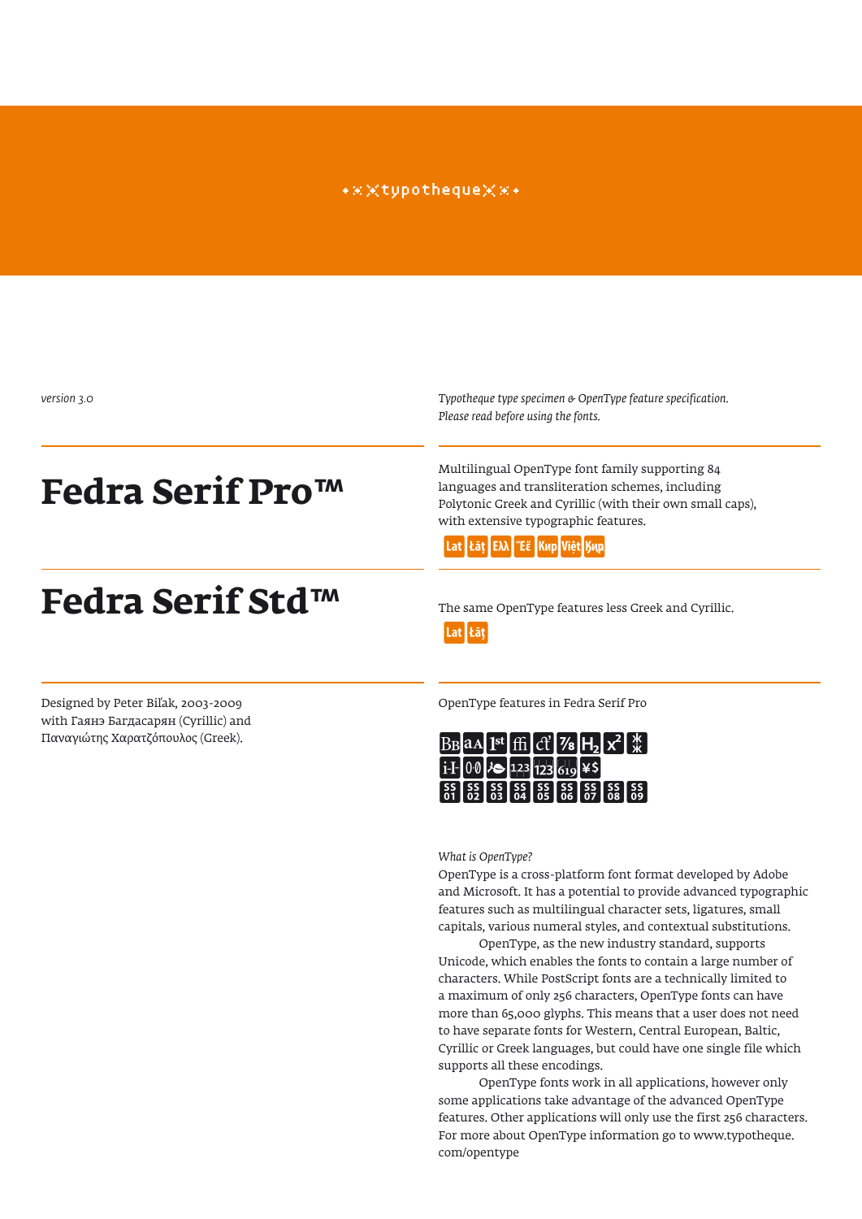typotheque

*version 3.0*

*Typotheque type specimen & OpenType feature specification. Please read before using the fonts.*

# Fedra Serif Pro™

Multilingual OpenType font family supporting 84 languages and transliteration schemes, including Polytonic Greek and Cyrillic (with their own small caps), with extensive typographic features.

Lat łāţ Ελλ Ἕἕ Кир Việt Ќир

# Fedra Serif Std™

The same OpenType features less Greek and Cyrillic.

Lat łāţ

Designed by Peter Biľak, 2003-2009
with Гаянэ Багдасарян (Cyrillic) and
Παναγιώτης Χαρατζόπουλος (Greek).

OpenType features in Fedra Serif Pro

*What is OpenType?*

OpenType is a cross-platform font format developed by Adobe and Microsoft. It has a potential to provide advanced typographic features such as multilingual character sets, ligatures, small capitals, various numeral styles, and contextual substitutions.

OpenType, as the new industry standard, supports Unicode, which enables the fonts to contain a large number of characters. While PostScript fonts are a technically limited to a maximum of only 256 characters, OpenType fonts can have more than 65,000 glyphs. This means that a user does not need to have separate fonts for Western, Central European, Baltic, Cyrillic or Greek languages, but could have one single file which supports all these encodings.

OpenType fonts work in all applications, however only some applications take advantage of the advanced OpenType features. Other applications will only use the first 256 characters. For more about OpenType information go to www.typotheque.com/opentype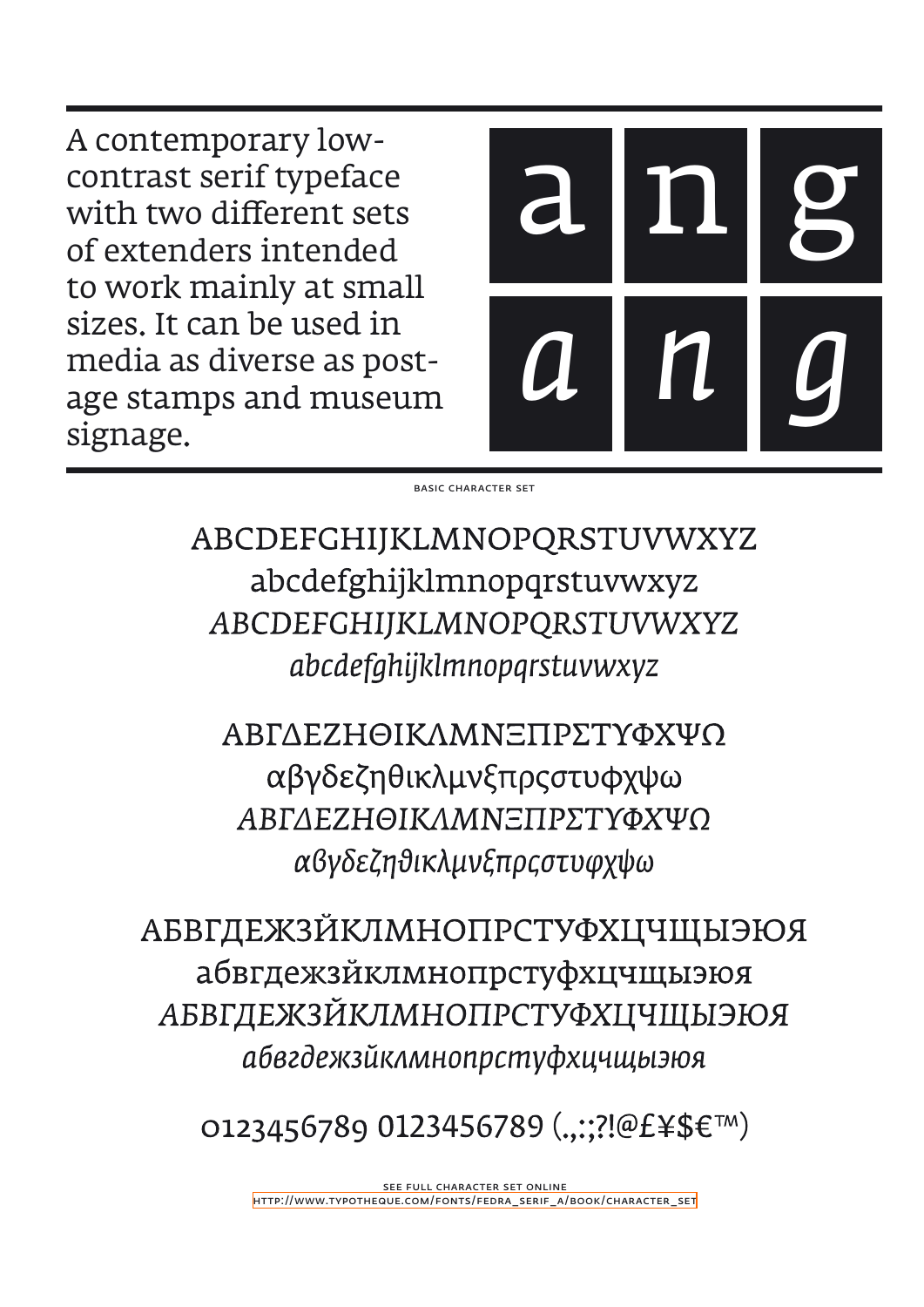A contemporary low-contrast serif typeface with two different sets of extenders intended to work mainly at small sizes. It can be used in media as diverse as post-age stamps and museum signage.

a n g

*a n g*

BASIC CHARACTER SET

ABCDEFGHIJKLMNOPQRSTUVWXYZ
abcdefghijklmnopqrstuvwxyz
*ABCDEFGHIJKLMNOPQRSTUVWXYZ*
*abcdefghijklmnopqrstuvwxyz*

ΑΒΓΔΕΖΗΘΙΚΛΜΝΞΠΡΣΤΥΦΧΨΩ
αβγδεζηθικλμνξπρςστυφχψω
*ΑΒΓΔΕΖΗΘΙΚΛΜΝΞΠΡΣΤΥΦΧΨΩ*
*αϐγδεζηϑικλμνξπρςστυφχψω*

АБВГДЕЖЗЙКЛМНОПРСТУФХЦЧЩЫЭЮЯ
абвгдежзйклмнопрстуфхцчщыэюя
*АБВГДЕЖЗЙКЛМНОПРСТУФХЦЧЩЫЭЮЯ*
*абвгдежзйклмнопрстуфхцчщыэюя*

0123456789 0123456789 (.,:;?!@£¥$€™)

SEE FULL CHARACTER SET ONLINE
HTTP://WWW.TYPOTHEQUE.COM/FONTS/FEDRA_SERIF_A/BOOK/CHARACTER_SET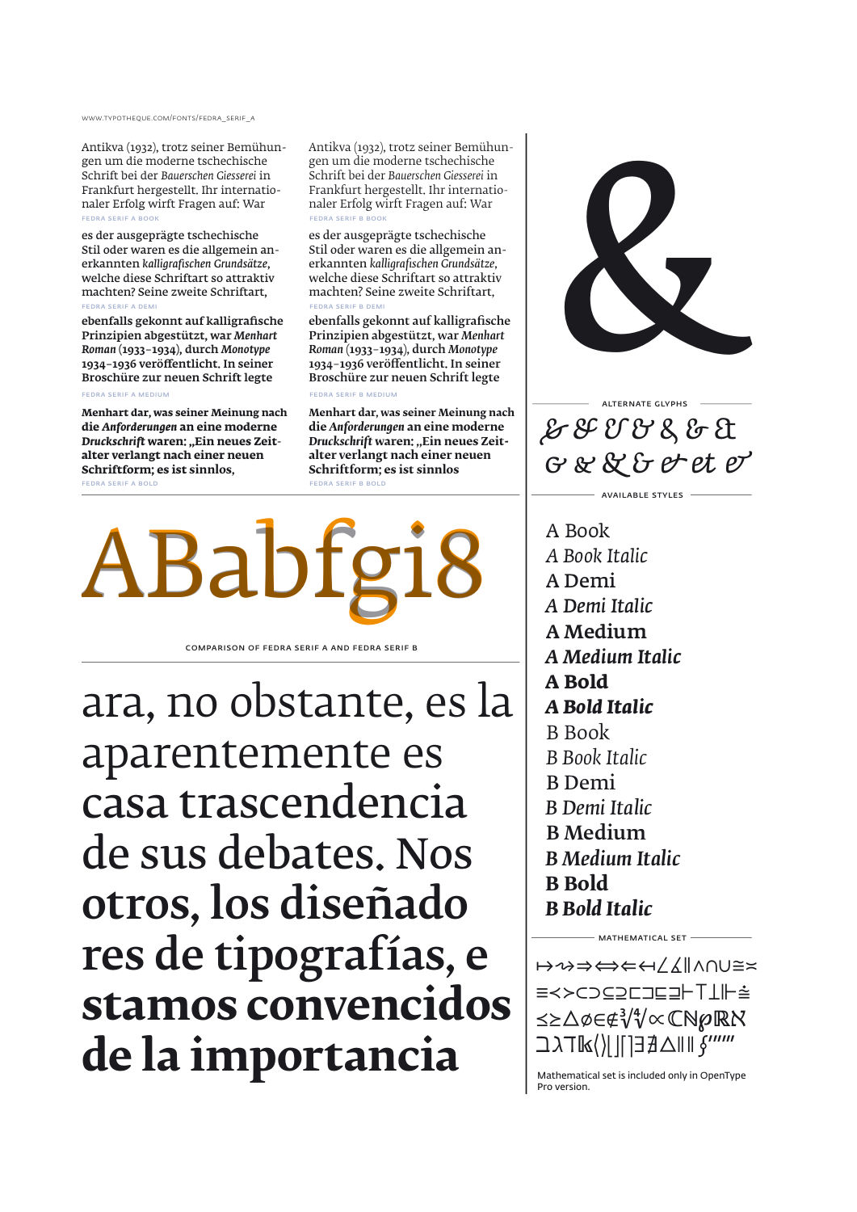www.typotheque.com/fonts/fedra_serif_a

Antikva (1932), trotz seiner Bemühungen um die moderne tschechische Schrift bei der *Bauerschen Giesserei* in Frankfurt hergestellt. Ihr internationaler Erfolg wirft Fragen auf: War

FEDRA SERIF A BOOK

es der ausgeprägte tschechische Stil oder waren es die allgemein anerkannten *kalligrafischen Grundsätze*, welche diese Schriftart so attraktiv machten? Seine zweite Schriftart,

FEDRA SERIF A DEMI

ebenfalls gekonnt auf kalligrafische Prinzipien abgestützt, war *Menhart Roman* (1933–1934), durch *Monotype* 1934–1936 veröffentlicht. In seiner Broschüre zur neuen Schrift legte

FEDRA SERIF A MEDIUM

**Menhart dar, was seiner Meinung nach die *Anforderungen* an eine moderne *Druckschrift* waren: „Ein neues Zeitalter verlangt nach einer neuen Schriftform; es ist sinnlos,**

FEDRA SERIF A BOLD

Antikva (1932), trotz seiner Bemühungen um die moderne tschechische Schrift bei der *Bauerschen Giesserei* in Frankfurt hergestellt. Ihr internationaler Erfolg wirft Fragen auf: War

FEDRA SERIF B BOOK

es der ausgeprägte tschechische Stil oder waren es die allgemein anerkannten *kalligrafischen Grundsätze*, welche diese Schriftart so attraktiv machten? Seine zweite Schriftart,

FEDRA SERIF B DEMI

ebenfalls gekonnt auf kalligrafische Prinzipien abgestützt, war *Menhart Roman* (1933–1934), durch *Monotype* 1934–1936 veröffentlicht. In seiner Broschüre zur neuen Schrift legte

FEDRA SERIF B MEDIUM

**Menhart dar, was seiner Meinung nach die *Anforderungen* an eine moderne *Druckschrift* waren: „Ein neues Zeitalter verlangt nach einer neuen Schriftform; es ist sinnlos**

FEDRA SERIF B BOLD

ABabfgi8

COMPARISON OF FEDRA SERIF A AND FEDRA SERIF B

ara, no obstante, es la aparentemente es casa trascendencia de sus debates. Nos **otros, los diseñado res de tipografías, e stamos convencidos de la importancia**

&

ALTERNATE GLYPHS

AVAILABLE STYLES

A Book
*A Book Italic*
A Demi
*A Demi Italic*
**A Medium**
***A Medium Italic***
**A Bold**
***A Bold Italic***
B Book
*B Book Italic*
B Demi
*B Demi Italic*
**B Medium**
***B Medium Italic***
**B Bold**
***B Bold Italic***

MATHEMATICAL SET

Mathematical set is included only in OpenType Pro version.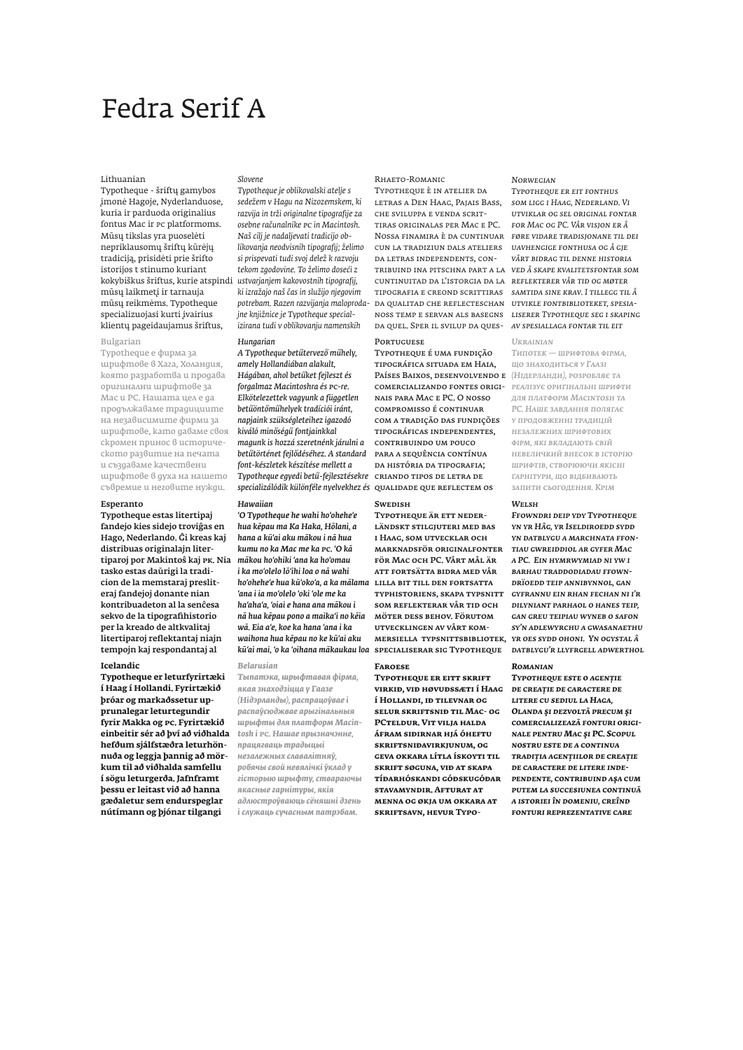# Fedra Serif A

Lithuanian
Typotheque - šriftų gamybos įmonė Hagoje, Nyderlanduose, kuria ir parduoda originalius fontus Mac ir pc platformoms. Mūsų tikslas yra puoselėti nepriklausomų šriftų kūrėjų tradiciją, prisidėti prie šrifto istorijos t stinumo kuriant kokybiškus šriftus, kurie atspindi mūsų laikmetį ir tarnauja mūsų reikmėms. Typotheque specializuojasi kurti įvairius klientų pageidaujamus šriftus,

Bulgarian
Typotheque е фирма за шрифтове в Хага, Холандия, която разработва и продава оригинални шрифтове за Mac и PC. Нашата цел е да продължаваме традициите на независимите фирми за шрифтове, като даваме своя скромен принос в историческото развитие на печата и създаваме качествени шрифтове в духа на нашето съвреме и неговите нужди.

**Esperanto**
**Typotheque estas litertipaj fandejo kies sidejo troviĝas en Hago, Nederlando. Ĝi kreas kaj distribuas originalajn litertiparoj por Makintoŝ kaj pk. Nia tasko estas daŭrigi la tradicion de la memstaraj presliteraj fandejoj donante nian kontribuadeton al la senĉesa sekvo de la tipografihistorio per la kreado de altkvalitaj litertiparoj reflektantaj niajn tempojn kaj respondantaj al**

**Icelandic**
**Typotheque er leturfyrirtæki í Haag í Hollandi. Fyrirtækið þróar og markaðssetur upprunalegar leturgerdir fyrir Makka og pc. Fyrirtækið einbeitir sér að því að viðhalda hefðum sjálfstæðra leturhönnuða og leggja þannig að mörkum til að viðhalda samfellu í sögu leturgerða. Jafnframt þessu er leitast við að hanna gæðaletur sem endurspeglar nútímann og þjónar tilgangi**

*Slovene*
*Typotheque je oblikovalski atelje s sedežem v Hagu na Nizozemskem, ki razvija in trži originalne tipografije za osebne računalnike pc in Macintosh. Naš cilj je nadaljevati tradicijo oblikovanja neodvisnih tipografij; želimo si prispevati tudi svoj delež k razvoju tekom zgodovine. To želimo doseči z ustvarjanjem kakovostnih tipografij, ki izražajo naš čas in služijo njegovim potrebam. Razen razvijanja maloprodajne knjižnice je Typotheque specializirana tudi v oblikovanju namenskih*

***Hungarian***
***A Typotheque betűtervező műhely, amely Hollandiában alakult, Hágában, ahol betűket fejleszt és forgalmaz Macintoshra és pc-re. Elkötelezettek vagyunk a független betűöntőműhelyek tradíciói iránt, napjaink szükségleteihez igazodó kiváló minőségű fontjainkkal magunk is hozzá szeretnénk járulni a betűtörténet fejlődéséhez. A standard font-készletek készítése mellett a Typotheque egyedi betű-fejlesztésekre specializálódik különféle nyelvekhez és***

***Hawaiian***
***'O Typotheque he wahi ho'ohehe'e hua kēpau ma Ka Haka, Hōlani, a hana a kū'ai aku mākou i nā hua kumu no ka Mac me ka pc. 'O kā mākou ho'ohiki 'ana ka ho'omau i ka mo'olelo lō'ihi loa o nā wahi ho'ohehe'e hua kū'oko'a, a ka mālama 'ana i ia mo'olelo 'oki 'ole me ka ha'aha'a, 'oiai e hana ana mākou i nā hua kēpau pono a maika'i no kēia wā. Eia a'e, koe ka hana 'ana i ka waihona hua kēpau no ke kū'ai aku kū'ai mai, 'o ka 'oihana mākaukau loa***

*Belarusian*
*Тыпатэка, шрыфтавая фірма, якая знаходзіцца у Гаазе (Нідэрланды), распрацоўвае і распаўсюджвае арыгінальныя шрыфты для платформ Macintosh і pc. Нашае прызначэнне, працягваць традыцыі незалежных славалітняў, робячы свой невялічкі ўклад у гісторыю шрыфту, ствараючы якасныя гарнітуры, якія адлюстроўваюць сёняшні дзень і служаць сучасным патрэбам.*

Rhaeto-Romanic
Typotheque è in atelier da letras a Den Haag, Pajais Bass, che sviluppa e venda scrittiras originalas per Mac e PC. Nossa finamira è da cuntinuar cun la tradiziun dals ateliers da letras independents, contribuind ina pitschna part a la cuntinuitad da l'istorgia da la tipografia e creond scrittiras da qualitad che reflecteschan noss temp e servan als basegns da quel. Sper il svilup da ques-

Portuguese
Typotheque é uma fundição tipográfica situada em Haia, Países Baixos, desenvolvendo e comercializando fontes originais para Mac e PC. O nosso compromisso é continuar com a tradição das fundições tipográficas independentes, contribuindo um pouco para a sequência contínua da história da tipografia; criando tipos de letra de qualidade que reflectem os

**Swedish**
**Typotheque är ett nederländskt stilgjuteri med bas i Haag, som utvecklar och marknadsför originalfonter för Mac och PC. Vårt mål är att fortsätta bidra med vår lilla bit till den fortsatta typhistoriens, skapa typsnitt som reflekterar vår tid och möter dess behov. Förutom utvecklingen av vårt kommersiella typsnittsbibliotek, specialiserar sig Typotheque**

**Faroese**
**Typotheque er eitt skrift virkið, við høvuðssæti í Haag í Hollandi, ið tilevnar og selur skriftsnið til Mac- og PCteldur. Vit vilja halda áfram siðirnar hjá óheftu skriftsniðavirkjunum, og geva okkara lítla ískoyti til skrift søguna, við at skapa tíðarhóskandi góðskugóðar stavamyndir. Afturat at menna og økja um okkara at skriftsavn, hevur Typo-**

*Norwegian*
*Typotheque er eit fonthus som ligg i Haag, Nederland. Vi utviklar og sel original fontar for Mac og PC. Vår visjon er å føre vidare tradisjonane til dei uavhengige fonthusa og å gje vårt bidrag til denne historia ved å skape kvalitetsfontar som reflekterer vår tid og møter samtida sine krav. I tillegg til å utvikle fontbiblioteket, spesialiserer Typotheque seg i skaping av spesiallaga fontar til eit*

*Ukrainian*
*Типотек — шрифтова фірма, що знаходиться у Гаазі (Нідерланди), розробляє та реалізує оригінальні шрифти для платформ Macintosh та PC. Наше завдання полягає у продовженні традицій незалежних шрифтових фірм, які вкладають свій невеличкий внесок в історію шрифтів, створюючи якісні гарнітури, що відбивають запити сьогодення. Крім*

***Welsh***
***Ffowndri deip ydy Typotheque yn yr Hâg, yr Iseldiroedd sydd yn datblygu a marchnata ffontiau gwreiddiol ar gyfer Mac a PC. Ein hymrwymiad ni yw i barhau traddodiadau ffowndrïoedd teip annibynnol, gan gyfrannu ein rhan fechan ni i'r dilyniant parhaol o hanes teip, gan greu teipiau wyneb o safon sy'n adlewyrchu a gwasanaethu yr oes sydd ohoni. Yn ogystal â datblygu'r llyfrgell adwerthol***

***Romanian***
***Typotheque este o agenție de creație de caractere de litere cu sediul la Haga, Olanda și dezvoltă precum și comercializează fonturi originale pentru Mac și PC. Scopul nostru este de a continua tradiția agențiilor de creație de caractere de litere independente, contribuind așa cum putem la succesiunea continuă a istoriei în domeniu, creînd fonturi reprezentative care***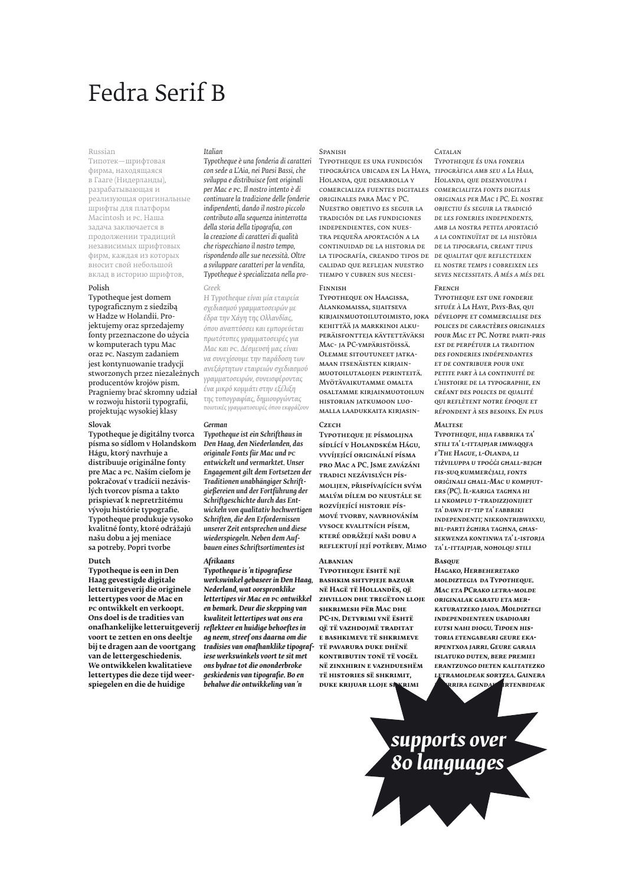# Fedra Serif B

Russian

Типотек—шрифтовая фирма, находящаяся в Гааге (Нидерланды), разрабатывающая и реализующая оригинальные шрифты для платформ Macintosh и PC. Наша задача заключается в продолжении традиций независимых шрифтовых фирм, каждая из которых вносит свой небольшой вклад в историю шрифтов,

Polish

Typotheque jest domem typograficznym z siedzibą w Hadze w Holandii. Projektujemy oraz sprzedajemy fonty przeznaczone do użycia w komputerach typu Mac oraz PC. Naszym zadaniem jest kontynuowanie tradycji stworzonych przez niezależnych producentów krojów pism. Pragniemy brać skromny udział w rozwoju historii typografii, projektując wysokiej klasy

**Slovak**

**Typotheque je digitálny tvorca písma so sídlom v Holandskom Hágu, ktorý navrhuje a distribuuje originálne fonty pre Mac a PC. Naším cieľom je pokračovať v tradícii nezávislých tvorcov písma a takto prispievať k nepretržitému vývoju histórie typografie. Typotheque produkuje vysoko kvalitné fonty, ktoré odrážajú našu dobu a jej meniace sa potreby. Popri tvorbe**

**Dutch**

**Typotheque is een in Den Haag gevestigde digitale letteruitgeverij die originele lettertypes voor de Mac en PC ontwikkelt en verkoopt. Ons doel is de tradities van onafhankelijke letteruitgeverij voort te zetten en ons deeltje bij te dragen aan de voortgang van de lettergeschiedenis. We ontwikkelen kwalitatieve lettertypes die deze tijd weerspiegelen en die de huidige**

*Italian*

*Typotheque è una fonderia di caratteri con sede a L'Aia, nei Paesi Bassi, che sviluppa e distribuisce font originali per Mac e PC. Il nostro intento è di continuare la tradizione delle fonderie indipendenti, dando il nostro piccolo contributo alla sequenza ininterrotta della storia della tipografia, con la creazione di caratteri di qualità che rispecchiano il nostro tempo, rispondendo alle sue necessità. Oltre a sviluppare caratteri per la vendita, Typotheque è specializzata nella pro-*

*Greek*

*Η Typotheque είναι μία εταιρεία σχεδιασμού γραμματοσειρών με έδρα την Χάγη της Ολλανδίας, όπου αναπτύσσει και εμπορεύεται πρωτότυπες γραμματοσειρές για Mac και PC. Δέσμευσή μας είναι να συνεχίσουμε την παράδοση των ανεξάρτητων εταιρειών σχεδιασμού γραμματοσειρών, συνεισφέροντας ένα μικρό κομμάτι στην εξέλιξη της τυπογραφίας, δημιουργώντας ποιοτικές γραμματοσειρές όπου εκφράζουν*

***German***

***Typotheque ist ein Schrifthaus in Den Haag, den Niederlanden, das originale Fonts für Mac und PC entwickelt und vermarktet. Unser Engagement gilt dem Fortsetzen der Traditionen unabhängiger Schriftgießereien und der Fortführung der Schriftgeschichte durch das Entwickeln von qualitativ hochwertigen Schriften, die den Erfordernissen unserer Zeit entsprechen und diese wiederspiegeln. Neben dem Aufbauen eines Schriftsortimentes ist***

***Afrikaans***

***Typotheque is 'n tipografiese werkswinkel gebaseer in Den Haag, Nederland, wat oorspronklike lettertipes vir Mac en PC ontwikkel en bemark. Deur die skepping van kwaliteit lettertipes wat ons era reflekteer en huidige behoeftes in ag neem, streef ons daarna om die tradisies van onafhanklike tipografiese werkswinkels voort te sit met ons bydrae tot die ononderbroke geskiedenis van tipografie. Bo en behalwe die ontwikkeling van 'n***

Spanish

Typotheque es una fundición tipográfica ubicada en La Haya, Holanda, que desarrolla y comercializa fuentes digitales originales para Mac y PC. Nuestro objetivo es seguir la tradición de las fundiciones independientes, con nuestra pequeña aportación a la continuidad de la historia de la tipografía, creando tipos de calidad que reflejan nuestro tiempo y cubren sus necesi-

Finnish

Typotheque on Haagissa, Alankomaissa, sijaitseva kirjainmuotoilutoimisto, joka kehittää ja markkinoi alkuperäisfontteja käytettäväksi Mac- ja PC-ympäristöissä. Olemme sitoutuneet jatkamaan itsenäisten kirjainmuotoilutalojen perinteitä. Myötävaikutamme omalta osaltamme kirjainmuotoilun historian jatkumoon luomalla laadukkaita kirjasin-

**Czech**

**Typotheque je písmolijna sídlící v Holandském Hágu, vyvíjející originální písma pro Mac a PC. Jsme zavázáni tradici nezávislých písmolijen, přispívajících svým malým dílem do neustále se rozvíjející historie písmové tvorby, navrhováním vysoce kvalitních písem, které odrážejí naši dobu a reflektují její potřeby. Mimo**

**Albanian**

**Typotheque është një bashkim shtypjeje bazuar në Hagë të Hollandës, që zhvillon dhe tregëton lloje shkrimesh për Mac dhe PC-in. Detyrimi ynë është që të vazhdojmë traditat e bashkimeve të shkrimeve të pavarura duke dhënë kontributin tonë të vogël në zinxhirin e vazhdueshëm të historiës së shkrimit, duke krijuar lloje shkrimi**

*Catalan*

*Typotheque és una foneria tipogràfica amb seu a La Haia, Holanda, que desenvolupa i comercialitza fonts digitals originals per Mac i PC. El nostre objectiu és seguir la tradició de les foneries independents, amb la nostra petita aportació a la continuïtat de la història de la tipografia, creant tipus de qualitat que reflecteixen el nostre temps i cobreixen les seves necessitats. A més a més del*

*French*

*Typotheque est une fonderie située à La Haye, Pays-Bas, qui développe et commercialise des polices de caractères originales pour Mac et PC. Notre parti-pris est de perpétuer la tradition des fonderies indépendantes et de contribuer pour une petite part à la continuité de l'histoire de la typographie, en créant des polices de qualité qui reflètent notre époque et répondent à ses besoins. En plus*

***Maltese***

***Typotheque, hija fabbrika ta' stili ta' l-ittajpjar imwaqqfa f'The Hague, l-Olanda, li tiżviluppa u tpoġġi għall-bejgħ fis-suq kummerċjali, fonts oriġinali għall-Mac u kompjuters (PC). Il-kariga tagħna hi li nkomplu t-tradizzjonijiet ta' dawn it-tip ta' fabbriki independenti; nikkontribwixxu, bil-parti żgħira tagħna, għassekwenza kontinwa ta' l-istorja ta' l-ittajpjar, noħolqu stili***

***Basque***

***Hagako, Herbeheretako moldiztegia da Typotheque. Mac eta PCrako letra-molde originalak garatu eta merkaturatzeko jaioa. Moldiztegi independienteen usadioari eutsi nahi diogu. Tipoen historia etengabeari geure ekarpentxoa jarri. Geure garaia islatuko duten, bere premiei erantzungo dieten kalitatezko letramoldeak sortzea. Gainera ... rrira egindako ... rtenbideak***

*supports over 80 languages*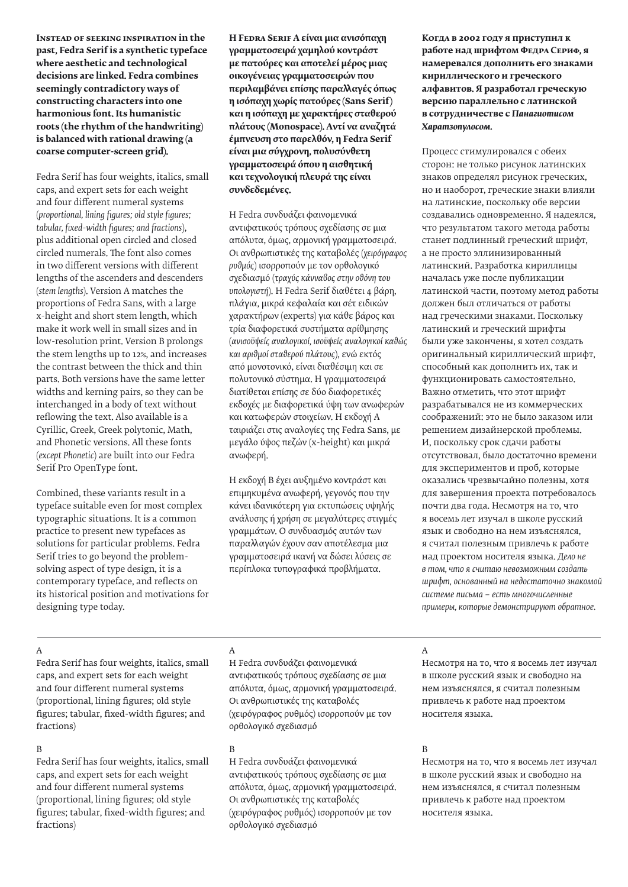**Instead of seeking inspiration in the past, Fedra Serif is a synthetic typeface where aesthetic and technological decisions are linked. Fedra combines seemingly contradictory ways of constructing characters into one harmonious font. Its humanistic roots (the rhythm of the handwriting) is balanced with rational drawing (a coarse computer-screen grid).**

Fedra Serif has four weights, italics, small caps, and expert sets for each weight and four different numeral systems (*proportional, lining figures; old style figures; tabular, fixed-width figures; and fractions*), plus additional open circled and closed circled numerals. The font also comes in two different versions with different lengths of the ascenders and descenders (*stem lengths*). Version A matches the proportions of Fedra Sans, with a large x-height and short stem length, which make it work well in small sizes and in low-resolution print. Version B prolongs the stem lengths up to 12%, and increases the contrast between the thick and thin parts. Both versions have the same letter widths and kerning pairs, so they can be interchanged in a body of text without reflowing the text. Also available is a Cyrillic, Greek, Greek polytonic, Math, and Phonetic versions. All these fonts (*except Phonetic*) are built into our Fedra Serif Pro OpenType font.

Combined, these variants result in a typeface suitable even for most complex typographic situations. It is a common practice to present new typefaces as solutions for particular problems. Fedra Serif tries to go beyond the problem-solving aspect of type design, it is a contemporary typeface, and reflects on its historical position and motivations for designing type today.

**Η Fedra Serif A είναι μια ανισόπαχη γραμματοσειρά χαμηλού κοντράστ με πατούρες και αποτελεί μέρος μιας οικογένειας γραμματοσειρών που περιλαμβάνει επίσης παραλλαγές όπως η ισόπαχη χωρίς πατούρες (Sans Serif) και η ισόπαχη με χαρακτήρες σταθερού πλάτους (Monospace). Αντί να αναζητά έμπνευση στο παρελθόν, η Fedra Serif είναι μια σύγχρονη, πολυσύνθετη γραμματοσειρά όπου η αισθητική και τεχνολογική πλευρά της είναι συνδεδεμένες.**

Η Fedra συνδυάζει φαινομενικά αντιφατικούς τρόπους σχεδίασης σε μια απόλυτα, όμως, αρμονική γραμματοσειρά. Οι ανθρωπιστικές της καταβολές (*χειρόγραφος ρυθμός*) ισορροπούν με τον ορθολογικό σχεδιασμό (*τραχύς κάνναβος στην οθόνη του υπολογιστή*). Η Fedra Serif διαθέτει 4 βάρη, πλάγια, μικρά κεφαλαία και σέτ ειδικών χαρακτήρων (experts) για κάθε βάρος και τρία διαφορετικά συστήματα αρίθμησης (*ανισοϋψείς αναλογικοί, ισοϋψείς αναλογικοί καθώς και αριθμοί σταθερού πλάτους*), ενώ εκτός από μονοτονικό, είναι διαθέσιμη και σε πολυτονικό σύστημα. Η γραμματοσειρά διατίθεται επίσης σε δύο διαφορετικές εκδοχές με διαφορετικά ύψη των ανωφερών και κατωφερών στοιχείων. Η εκδοχή A ταιριάζει στις αναλογίες της Fedra Sans, με μεγάλο ύψος πεζών (x-height) και μικρά ανωφερή.

Η εκδοχή B έχει αυξημένο κοντράστ και επιμηκυμένα ανωφερή, γεγονός που την κάνει ιδανικότερη για εκτυπώσεις υψηλής ανάλυσης ή χρήση σε μεγαλύτερες στιγμές γραμμάτων. Ο συνδυασμός αυτών των παραλλαγών έχουν σαν αποτέλεσμα μια γραμματοσειρά ικανή να δώσει λύσεις σε περίπλοκα τυπογραφικά προβλήματα.

**Когда в 2002 году я приступил к работе над шрифтом Федра Сериф, я намеревался дополнить его знаками кириллического и греческого алфавитов. Я разработал греческую версию параллельно с латинской в сотрудничестве с *Панагиотисом Харатзопулосом*.**

Процесс стимулировался с обеих сторон: не только рисунок латинских знаков определял рисунок греческих, но и наоборот, греческие знаки влияли на латинские, поскольку обе версии создавались одновременно. Я надеялся, что результатом такого метода работы станет подлинный греческий шрифт, а не просто эллинизированный латинский. Разработка кириллицы началась уже после публикации латинской части, поэтому метод работы должен был отличаться от работы над греческими знаками. Поскольку латинский и греческий шрифты были уже закончены, я хотел создать оригинальный кириллический шрифт, способный как дополнить их, так и функционировать самостоятельно. Важно отметить, что этот шрифт разрабатывался не из коммерческих соображений: это не было заказом или решением дизайнерской проблемы. И, поскольку срок сдачи работы отсутствовал, было достаточно времени для экспериментов и проб, которые оказались чрезвычайно полезны, хотя для завершения проекта потребовалось почти два года. Несмотря на то, что я восемь лет изучал в школе русский язык и свободно на нем изъяснялся, я считал полезным привлечь к работе над проектом носителя языка. *Дело не в том, что я считаю невозможным создать шрифт, основанный на недостаточно знакомой системе письма – есть многочисленные примеры, которые демонстрируют обратное.*

---

A

Fedra Serif has four weights, italics, small caps, and expert sets for each weight and four different numeral systems (proportional, lining figures; old style figures; tabular, fixed-width figures; and fractions)

B

Fedra Serif has four weights, italics, small caps, and expert sets for each weight and four different numeral systems (proportional, lining figures; old style figures; tabular, fixed-width figures; and fractions)

A

Η Fedra συνδυάζει φαινομενικά αντιφατικούς τρόπους σχεδίασης σε μια απόλυτα, όμως, αρμονική γραμματοσειρά. Οι ανθρωπιστικές της καταβολές (χειρόγραφος ρυθμός) ισορροπούν με τον ορθολογικό σχεδιασμό

B

Η Fedra συνδυάζει φαινομενικά αντιφατικούς τρόπους σχεδίασης σε μια απόλυτα, όμως, αρμονική γραμματοσειρά. Οι ανθρωπιστικές της καταβολές (χειρόγραφος ρυθμός) ισορροπούν με τον ορθολογικό σχεδιασμό

A

Несмотря на то, что я восемь лет изучал в школе русский язык и свободно на нем изъяснялся, я считал полезным привлечь к работе над проектом носителя языка.

B

Несмотря на то, что я восемь лет изучал в школе русский язык и свободно на нем изъяснялся, я считал полезным привлечь к работе над проектом носителя языка.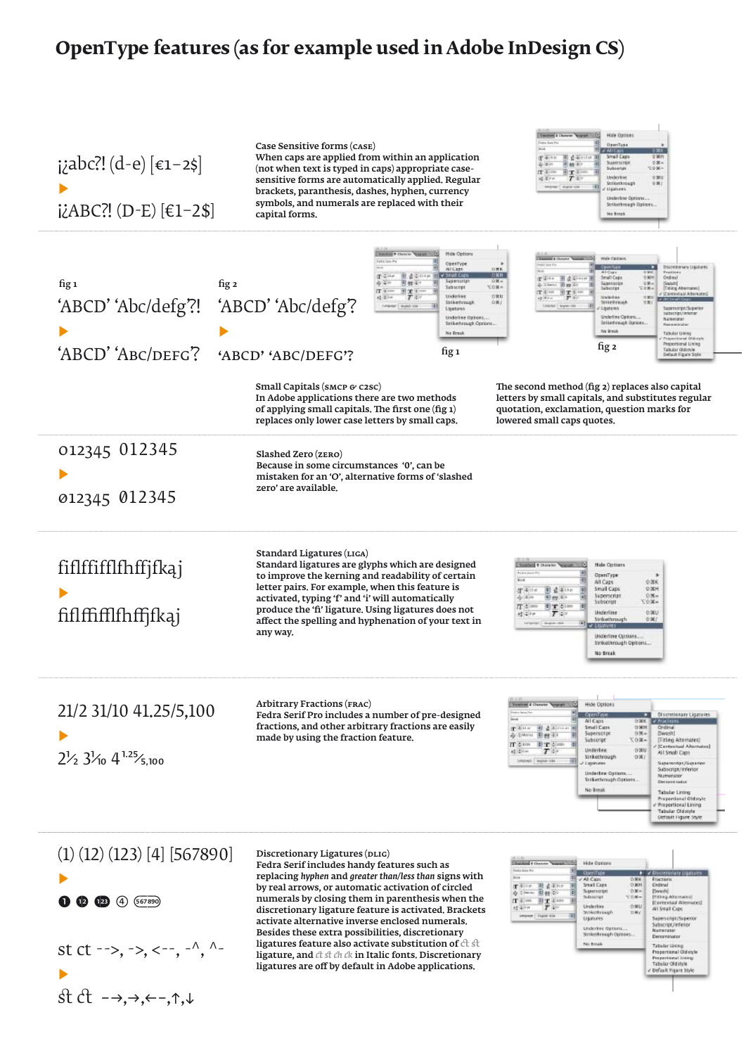# OpenType features (as for example used in Adobe InDesign CS)

¡¿abc?! (d-e) [€1–2$]

▶

¡¿ABC?! (D-E) [€1–2$]

**Case Sensitive forms (CASE)**
When caps are applied from within an application (not when text is typed in caps) appropriate case-sensitive forms are automatically applied. Regular brackets, paranthesis, dashes, hyphen, currency symbols, and numerals are replaced with their capital forms.

---

fig 1

'ABCD' 'Abc/defg?!

▶

'ABCD' 'ABC/DEFG'?

fig 2

'ABCD' 'Abc/defg'?

▶

'ABCD' 'ABC/DEFG'?

fig 1

fig 2

**Small Capitals (SMCP & C2SC)**
In Adobe applications there are two methods of applying small capitals. The first one (fig 1) replaces only lower case letters by small caps.

The second method (fig 2) replaces also capital letters by small capitals, and substitutes regular quotation, exclamation, question marks for lowered small caps quotes.

---

012345 012345

▶

ø12345 012345

**Slashed Zero (ZERO)**
Because in some circumstances '0', can be mistaken for an 'O', alternative forms of 'slashed zero' are available.

---

fiflffifflfhffjfkaj

▶

fiflffifflfhffjfkaj

**Standard Ligatures (LIGA)**
Standard ligatures are glyphs which are designed to improve the kerning and readability of certain letter pairs. For example, when this feature is activated, typing 'f' and 'i' will automatically produce the 'fi' ligature. Using ligatures does not affect the spelling and hyphenation of your text in any way.

---

21/2 31/10 41.25/5,100

▶

2½ 3¹⁄₁₀ 4 ¹·²⁵⁄₅,₁₀₀

**Arbitrary Fractions (FRAC)**
Fedra Serif Pro includes a number of pre-designed fractions, and other arbitrary fractions are easily made by using the fraction feature.

---

(1) (12) (123) [4] [567890]

▶

❶ ⓬ (123) ④ (567890)

st ct -->, ->, <--, -^, ^-

▶

ſt ct –→,→,←–,↑,↓

**Discretionary Ligatures (DLIG)**
Fedra Serif includes handy features such as replacing *hyphen* and *greater than/less than* signs with by real arrows, or automatic activation of circled numerals by closing them in parenthesis when the discretionary ligature feature is activated. Brackets activate alternative inverse enclosed numerals. Besides these extra possibilities, discretionary ligatures feature also activate substitution of ct st ligature, and ct st ch ck in Italic fonts. Discretionary ligatures are off by default in Adobe applications.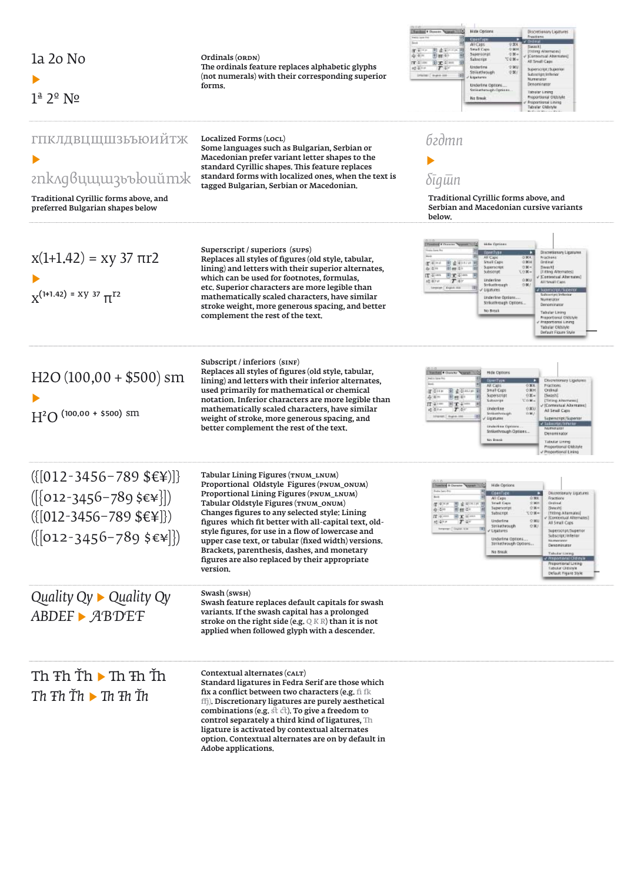1a 2o No

▶

1ª 2º №

**Ordinals** (ORDN)
The ordinals feature replaces alphabetic glyphs (not numerals) with their corresponding superior forms.

---

гпклдвцщшзъьюийтж

▶

гпклдвцщшзъьюийтж

Traditional Cyrillic forms above, and preferred Bulgarian shapes below

**Localized Forms** (LOCL)
Some languages such as Bulgarian, Serbian or Macedonian prefer variant letter shapes to the standard Cyrillic shapes. This feature replaces standard forms with localized ones, when the text is tagged Bulgarian, Serbian or Macedonian.

бгдпт

▶

бгдпт

Traditional Cyrillic forms above, and Serbian and Macedonian cursive variants below.

---

x(1+1.42) = xy 37 πr2

▶

$x^{(1+1.42)}$ = xy 37 $\pi^{r2}$

**Superscript / superiors** (SUPS)
Replaces all styles of figures (old style, tabular, lining) and letters with their superior alternates, which can be used for footnotes, formulas, etc. Superior characters are more legible than mathematically scaled characters, have similar stroke weight, more generous spacing, and better complement the rest of the text.

---

H2O (100,00 + $500) sm

▶

$H^2O$ $^{(100,00\ +\ \$500)\ sm}$

**Subscript / inferiors** (SINF)
Replaces all styles of figures (old style, tabular, lining) and letters with their inferior alternates, used primarily for mathematical or chemical notation. Inferior characters are more legible than mathematically scaled characters, have similar weight of stroke, more generous spacing, and better complement the rest of the text.

---

({[012-3456-789 $€¥)]}

({[012-3456-789 $€¥]})

({[012-3456-789 $€¥]})

({[012-3456-789 $€¥]})

**Tabular Lining Figures** (TNUM_LNUM)
**Proportional Oldstyle Figures** (PNUM_ONUM)
**Proportional Lining Figures** (PNUM_LNUM)
**Tabular Oldstyle Figures** (TNUM_ONUM)
Changes figures to any selected style: Lining figures which fit better with all-capital text, old-style figures, for use in a flow of lowercase and upper case text, or tabular (fixed width) versions. Brackets, parenthesis, dashes, and monetary figures are also replaced by their appropriate version.

---

*Quality Qy* ▶ *Quality Qy*

*ABDEF* ▶ *ABDEF*

**Swash** (SWSH)
Swash feature replaces default capitals for swash variants. If the swash capital has a prolonged stroke on the right side (e.g. Q K R) than it is not applied when followed glyph with a descender.

---

Th Th Ťh ▶ Th Th Ťh

*Th Th Ťh* ▶ *Th Th Ťh*

**Contextual alternates** (CALT)
Standard ligatures in Fedra Serif are those which fix a conflict between two characters (e.g. fi fk ffj). Discretionary ligatures are purely aesthetical combinations (e.g. st ct). To give a freedom to control separately a third kind of ligatures, Th ligature is activated by contextual alternates option. Contextual alternates are on by default in Adobe applications.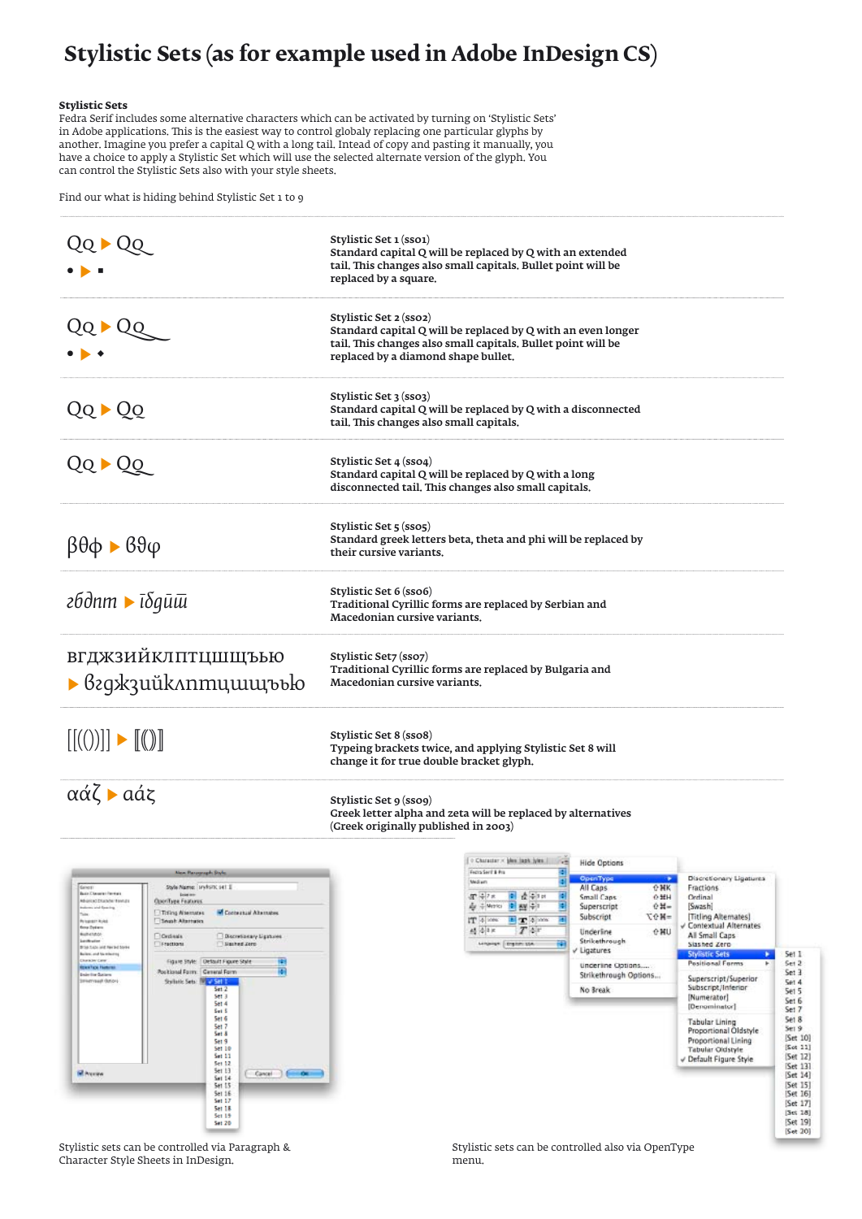# Stylistic Sets (as for example used in Adobe InDesign CS)

**Stylistic Sets**
Fedra Serif includes some alternative characters which can be activated by turning on 'Stylistic Sets' in Adobe applications. This is the easiest way to control globaly replacing one particular glyphs by another. Imagine you prefer a capital Q with a long tail. Intead of copy and pasting it manually, you have a choice to apply a Stylistic Set which will use the selected alternate version of the glyph. You can control the Stylistic Sets also with your style sheets.

Find our what is hiding behind Stylistic Set 1 to 9

| Example | Description |
|---|---|
| Qq ▶ Qq<br>• ▶ ▪ | **Stylistic Set 1 (ss01)**<br>**Standard capital Q will be replaced by Q with an extended tail. This changes also small capitals. Bullet point will be replaced by a square.** |
| Qq ▶ Qq<br>• ▶ ◆ | **Stylistic Set 2 (ss02)**<br>**Standard capital Q will be replaced by Q with an even longer tail. This changes also small capitals. Bullet point will be replaced by a diamond shape bullet.** |
| Qq ▶ Qq | **Stylistic Set 3 (ss03)**<br>**Standard capital Q will be replaced by Q with a disconnected tail. This changes also small capitals.** |
| Qq ▶ Qq | **Stylistic Set 4 (ss04)**<br>**Standard capital Q will be replaced by Q with a long disconnected tail. This changes also small capitals.** |
| βθφ ▶ ϐϑφ | **Stylistic Set 5 (ss05)**<br>**Standard greek letters beta, theta and phi will be replaced by their cursive variants.** |
| гбдпт ▶ ӣбдӣӣ | **Stylistic Set 6 (ss06)**<br>**Traditional Cyrillic forms are replaced by Serbian and Macedonian cursive variants.** |
| вгджзийклптцшщъью<br>▶ вгджзийклптцшщъью | **Stylistic Set7 (ss07)**<br>**Traditional Cyrillic forms are replaced by Bulgaria and Macedonian cursive variants.** |
| [[(())]] ▶ ⟦⦅⦆⟧ | **Stylistic Set 8 (ss08)**<br>**Typeing brackets twice, and applying Stylistic Set 8 will change it for true double bracket glyph.** |
| αάζ ▶ αάζ | **Stylistic Set 9 (ss09)**<br>**Greek letter alpha and zeta will be replaced by alternatives (Greek originally published in 2003)** |

Stylistic sets can be controlled via Paragraph & Character Style Sheets in InDesign.

Stylistic sets can be controlled also via OpenType menu.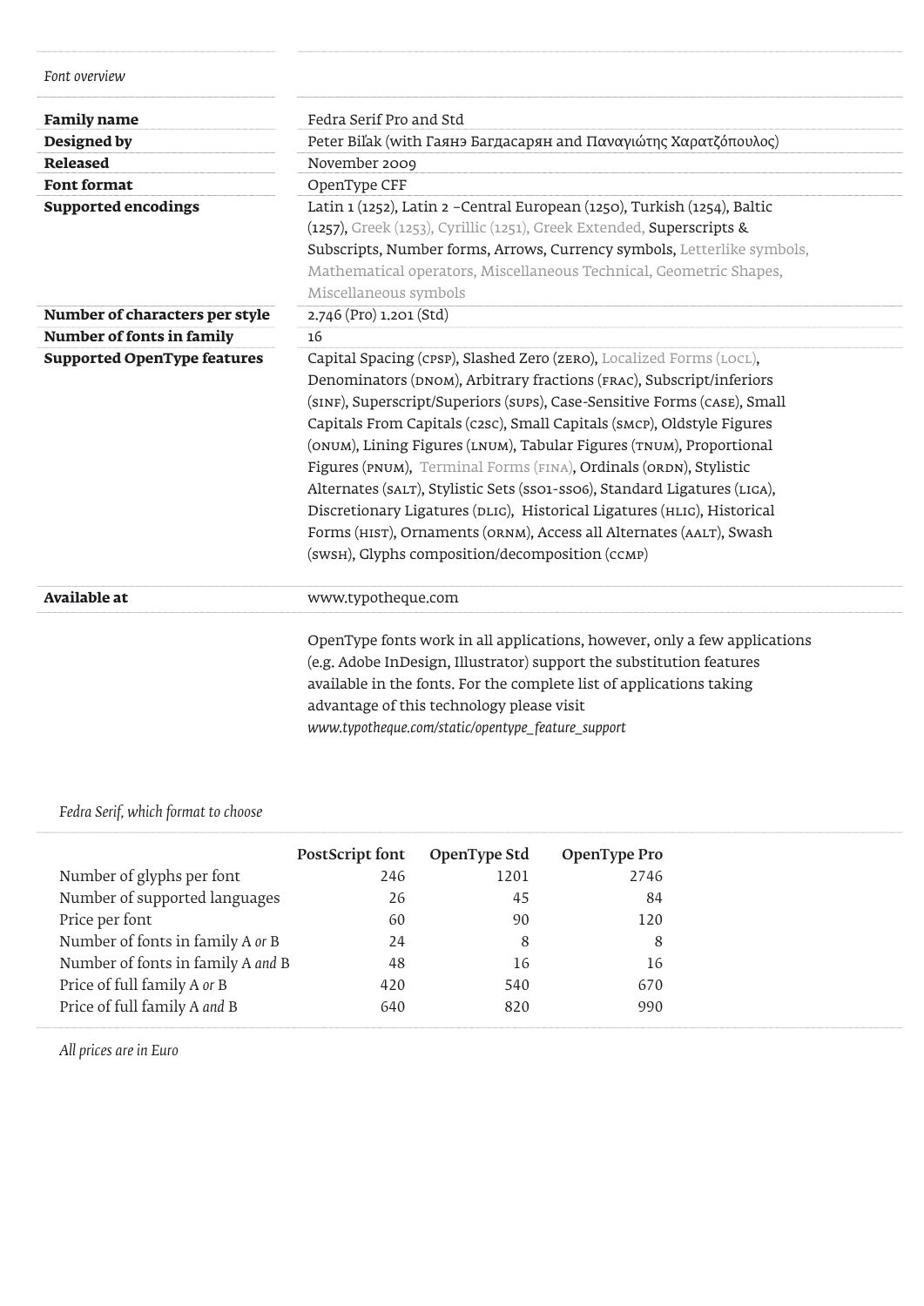*Font overview*

| | |
|---|---|
| **Family name** | Fedra Serif Pro and Std |
| **Designed by** | Peter Biľak (with Гаянэ Багдасарян and Παναγιώτης Χαρατζόπουλος) |
| **Released** | November 2009 |
| **Font format** | OpenType CFF |
| **Supported encodings** | Latin 1 (1252), Latin 2 –Central European (1250), Turkish (1254), Baltic (1257), Greek (1253), Cyrillic (1251), Greek Extended, Superscripts & Subscripts, Number forms, Arrows, Currency symbols, Letterlike symbols, Mathematical operators, Miscellaneous Technical, Geometric Shapes, Miscellaneous symbols |
| **Number of characters per style** | 2.746 (Pro) 1.201 (Std) |
| **Number of fonts in family** | 16 |
| **Supported OpenType features** | Capital Spacing (CPSP), Slashed Zero (ZERO), Localized Forms (LOCL), Denominators (DNOM), Arbitrary fractions (FRAC), Subscript/inferiors (SINF), Superscript/Superiors (SUPS), Case-Sensitive Forms (CASE), Small Capitals From Capitals (C2SC), Small Capitals (SMCP), Oldstyle Figures (ONUM), Lining Figures (LNUM), Tabular Figures (TNUM), Proportional Figures (PNUM), Terminal Forms (FINA), Ordinals (ORDN), Stylistic Alternates (SALT), Stylistic Sets (SS01-SS06), Standard Ligatures (LIGA), Discretionary Ligatures (DLIG), Historical Ligatures (HLIG), Historical Forms (HIST), Ornaments (ORNM), Access all Alternates (AALT), Swash (SWSH), Glyphs composition/decomposition (CCMP) |
| **Available at** | www.typotheque.com |

OpenType fonts work in all applications, however, only a few applications (e.g. Adobe InDesign, Illustrator) support the substitution features available in the fonts. For the complete list of applications taking advantage of this technology please visit
*www.typotheque.com/static/opentype_feature_support*

*Fedra Serif, which format to choose*

| | PostScript font | OpenType Std | OpenType Pro |
|---|---|---|---|
| Number of glyphs per font | 246 | 1201 | 2746 |
| Number of supported languages | 26 | 45 | 84 |
| Price per font | 60 | 90 | 120 |
| Number of fonts in family A *or* B | 24 | 8 | 8 |
| Number of fonts in family A *and* B | 48 | 16 | 16 |
| Price of full family A *or* B | 420 | 540 | 670 |
| Price of full family A *and* B | 640 | 820 | 990 |

*All prices are in Euro*